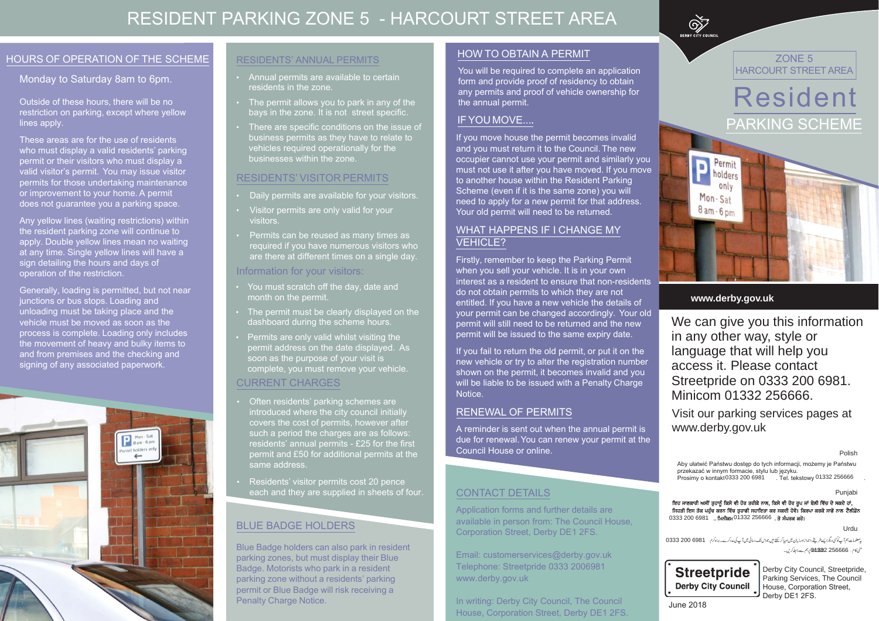# RESIDENT PARKING ZONE 5 - HARCOURT STREET AREA

## HOURS OF OPERATION OF THE SCHEME

Monday to Saturday 8am to 6pm.

Outside of these hours, there will be no restriction on parking, except where yellow lines apply.

These areas are for the use of residents who must display a valid residents' parking permit or their visitors who must display a valid visitor's permit. You may issue visitor permits for those undertaking maintenance or improvement to your home. A permit does not guarantee you a parking space.

Any yellow lines (waiting restrictions) within the resident parking zone will continue to apply. Double yellow lines mean no waiting at any time. Single yellow lines will have a sign detailing the hours and days of operation of the restriction.

Generally, loading is permitted, but not near junctions or bus stops. Loading and unloading must be taking place and the vehicle must be moved as soon as the process is complete. Loading only includes the movement of heavy and bulky items to and from premises and the checking and signing of any associated paperwork.

## RESIDENTS' ANNUAL PERMITS

- Annual permits are available to certain residents in the zone.
- The permit allows you to park in any of the bays in the zone. It is not street specific.
- There are specific conditions on the issue of business permits as they have to relate to vehicles required operationally for the businesses within the zone.

## RESIDENTS' VISITOR PERMITS

- Daily permits are available for your visitors.
- Visitor permits are only valid for your visitors.
- Permits can be reused as many times as required if you have numerous visitors who are there at different times on a single day.

### Information for your visitors:

- You must scratch off the day, date and month on the permit.
- The permit must be clearly displayed on the dashboard during the scheme hours.
- Permits are only valid whilst visiting the permit address on the date displayed. As soon as the purpose of your visit is complete, you must remove your vehicle.

## CURRENT CHARGES

- Often residents' parking schemes are introduced where the city council initially covers the cost of permits, however after such a period the charges are as follows: residents' annual permits - £25 for the first permit and £50 for additional permits at the same address.
- Residents' visitor permits cost 20 pence each and they are supplied in sheets of four.

## BLUE BADGE HOLDERS

Blue Badge holders can also park in resident parking zones, but must display their Blue Badge. Motorists who park in a resident parking zone without a residents' parking permit or Blue Badge will risk receiving a Penalty Charge Notice.

## HOW TO OBTAIN A PERMIT

You will be required to complete an application form and provide proof of residency to obtain any permits and proof of vehicle ownership for the annual permit.

## IF YOU MOVE....

If you move house the permit becomes invalid and you must return it to the Council. The new occupier cannot use your permit and similarly you must not use it after you have moved. If you move to another house within the Resident Parking Scheme (even if it is the same zone) you will need to apply for a new permit for that address. Your old permit will need to be returned.

## WHAT HAPPENS IF I CHANGE MY VEHICLE?

Firstly, remember to keep the Parking Permit when you sell your vehicle. It is in your own interest as a resident to ensure that non-residents do not obtain permits to which they are not entitled. If you have a new vehicle the details of your permit can be changed accordingly. Your old permit will still need to be returned and the new permit will be issued to the same expiry date.

If you fail to return the old permit, or put it on the new vehicle or try to alter the registration number shown on the permit, it becomes invalid and you will be liable to be issued with a Penalty Charge Notice.

## RENEWAL OF PERMITS

A reminder is sent out when the annual permit is due for renewal. You can renew your permit at the Council House or online.

## CONTACT DETAILS

Application forms and further details are available in person from: The Council House, Corporation Street, Derby DE1 2FS.

Email: customerservices@derby.gov.uk
Telephone: Streetpride 0333 2006981
www.derby.gov.uk

In writing: Derby City Council, The Council House, Corporation Street, Derby DE1 2FS.

---

DERBY CITY COUNCIL

ZONE 5
HARCOURT STREET AREA

# Resident
## PARKING SCHEME

Permit holders only
Mon - Sat
8 am - 6 pm

**www.derby.gov.uk**

We can give you this information in any other way, style or language that will help you access it. Please contact Streetpride on 0333 200 6981. Minicom 01332 256666.

Visit our parking services pages at www.derby.gov.uk

Polish

Aby ułatwić Państwu dostęp do tych informacji, możemy je Państwu przekazać w innym formacie, stylu lub języku. Prosimy o kontakt 0333 200 6981 . Tel. tekstowy 01332 256666 .

Punjabi

ਇਹ ਜਾਣਕਾਰੀ ਅਸੀਂ ਤੁਹਾਨੂੰ ਕਿਸੇ ਵੀ ਹੋਰ ਤਰੀਕੇ ਨਾਲ, ਕਿਸੇ ਵੀ ਹੋਰ ਰੂਪ ਜਾਂ ਬੋਲੀ ਵਿੱਚ ਦੇ ਸਕਦੇ ਹਾਂ, ਜਿਹੜੀ ਇਸ ਤੱਕ ਪਹੁੰਚ ਕਰਨ ਵਿੱਚ ਤੁਹਾਡੀ ਸਹਾਇਤਾ ਕਰ ਸਕਦੀ ਹੋਵੇ। ਕਿਰਪਾ ਕਰਕੇ ਸਾਡੇ ਨਾਲ ਟੈਲੀਫ਼ੋਨ 0333 200 6981 , ਮਿਨੀਕਮ 01332 256666 , ਤੇ ਸੰਪਰਕ ਕਰੋ।

Urdu

یہ معلومات ہم آپ کو کسی دیگر ایسے طریقے، انداز اور زبان میں مہیا کر سکتے ہیں جو اس تک رسائی میں آپ کی مدد کرے۔ براہ کرم 0333 200 6981 منی کام 01332 256666 پر ہم سے رابطہ کریں۔

**Streetpride**
**Derby City Council**

Derby City Council, Streetpride, Parking Services, The Council House, Corporation Street, Derby DE1 2FS.

June 2018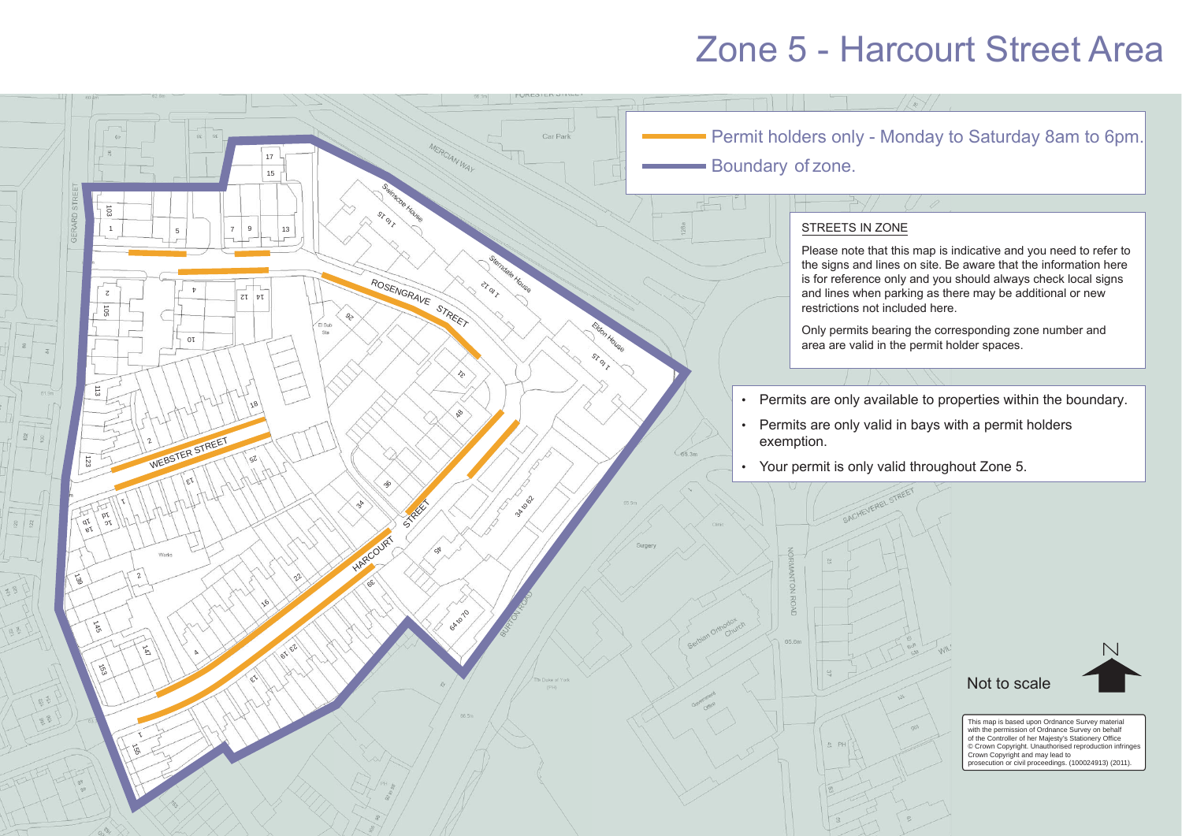# Zone 5 - Harcourt Street Area

Permit holders only - Monday to Saturday 8am to 6pm.

Boundary of zone.

STREETS IN ZONE

Please note that this map is indicative and you need to refer to the signs and lines on site. Be aware that the information here is for reference only and you should always check local signs and lines when parking as there may be additional or new restrictions not included here.

Only permits bearing the corresponding zone number and area are valid in the permit holder spaces.

- Permits are only available to properties within the boundary.
- Permits are only valid in bays with a permit holders exemption.
- Your permit is only valid throughout Zone 5.

Not to scale

N

This map is based upon Ordnance Survey material with the permission of Ordnance Survey on behalf of the Controller of her Majesty's Stationery Office © Crown Copyright. Unauthorised reproduction infringes Crown Copyright and may lead to prosecution or civil proceedings. (100024913) (2011).